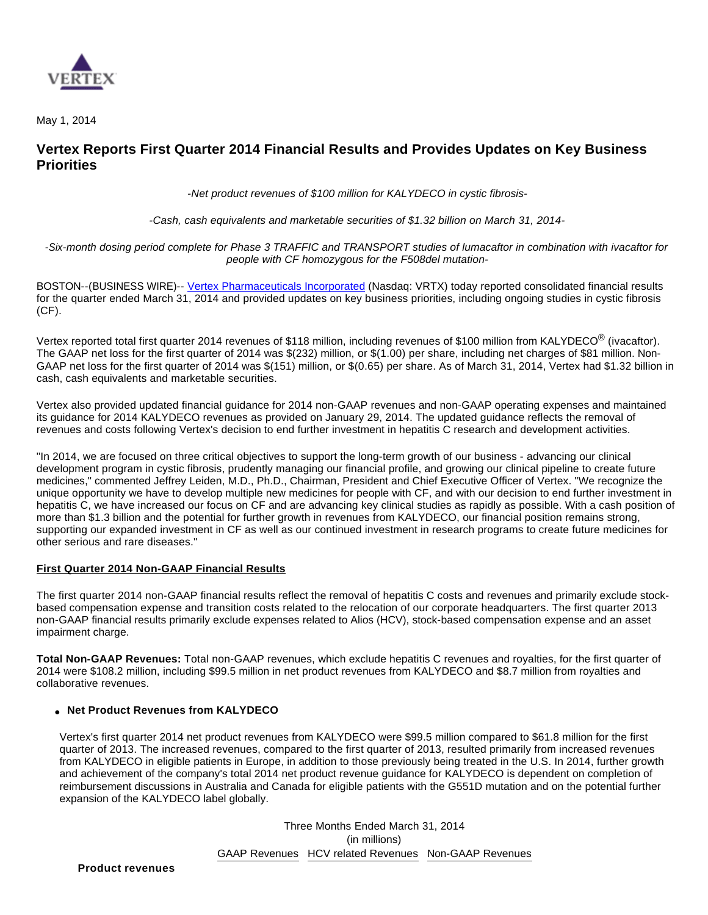May 1, 2014

# Vertex Reports First Quarter 2014 Financial Results and Provides Updates on Key Business Priorities

*-Net product revenues of $100 million for KALYDECO in cystic fibrosis-*

*-Cash, cash equivalents and marketable securities of $1.32 billion on March 31, 2014-*

*-Six-month dosing period complete for Phase 3 TRAFFIC and TRANSPORT studies of lumacaftor in combination with ivacaftor for people with CF homozygous for the F508del mutation-*

BOSTON--(BUSINESS WIRE)-- Vertex Pharmaceuticals Incorporated (Nasdaq: VRTX) today reported consolidated financial results for the quarter ended March 31, 2014 and provided updates on key business priorities, including ongoing studies in cystic fibrosis (CF).

Vertex reported total first quarter 2014 revenues of $118 million, including revenues of $100 million from KALYDECO® (ivacaftor). The GAAP net loss for the first quarter of 2014 was $(232) million, or $(1.00) per share, including net charges of $81 million. Non-GAAP net loss for the first quarter of 2014 was $(151) million, or $(0.65) per share. As of March 31, 2014, Vertex had $1.32 billion in cash, cash equivalents and marketable securities.

Vertex also provided updated financial guidance for 2014 non-GAAP revenues and non-GAAP operating expenses and maintained its guidance for 2014 KALYDECO revenues as provided on January 29, 2014. The updated guidance reflects the removal of revenues and costs following Vertex's decision to end further investment in hepatitis C research and development activities.

"In 2014, we are focused on three critical objectives to support the long-term growth of our business - advancing our clinical development program in cystic fibrosis, prudently managing our financial profile, and growing our clinical pipeline to create future medicines," commented Jeffrey Leiden, M.D., Ph.D., Chairman, President and Chief Executive Officer of Vertex. "We recognize the unique opportunity we have to develop multiple new medicines for people with CF, and with our decision to end further investment in hepatitis C, we have increased our focus on CF and are advancing key clinical studies as rapidly as possible. With a cash position of more than $1.3 billion and the potential for further growth in revenues from KALYDECO, our financial position remains strong, supporting our expanded investment in CF as well as our continued investment in research programs to create future medicines for other serious and rare diseases."

## First Quarter 2014 Non-GAAP Financial Results

The first quarter 2014 non-GAAP financial results reflect the removal of hepatitis C costs and revenues and primarily exclude stock-based compensation expense and transition costs related to the relocation of our corporate headquarters. The first quarter 2013 non-GAAP financial results primarily exclude expenses related to Alios (HCV), stock-based compensation expense and an asset impairment charge.

**Total Non-GAAP Revenues:** Total non-GAAP revenues, which exclude hepatitis C revenues and royalties, for the first quarter of 2014 were $108.2 million, including $99.5 million in net product revenues from KALYDECO and $8.7 million from royalties and collaborative revenues.

- **Net Product Revenues from KALYDECO**

  Vertex's first quarter 2014 net product revenues from KALYDECO were $99.5 million compared to $61.8 million for the first quarter of 2013. The increased revenues, compared to the first quarter of 2013, resulted primarily from increased revenues from KALYDECO in eligible patients in Europe, in addition to those previously being treated in the U.S. In 2014, further growth and achievement of the company's total 2014 net product revenue guidance for KALYDECO is dependent on completion of reimbursement discussions in Australia and Canada for eligible patients with the G551D mutation and on the potential further expansion of the KALYDECO label globally.

| | Three Months Ended March 31, 2014 (in millions) | | |
|---|---|---|---|
| | GAAP Revenues | HCV related Revenues | Non-GAAP Revenues |
| **Product revenues** | | | |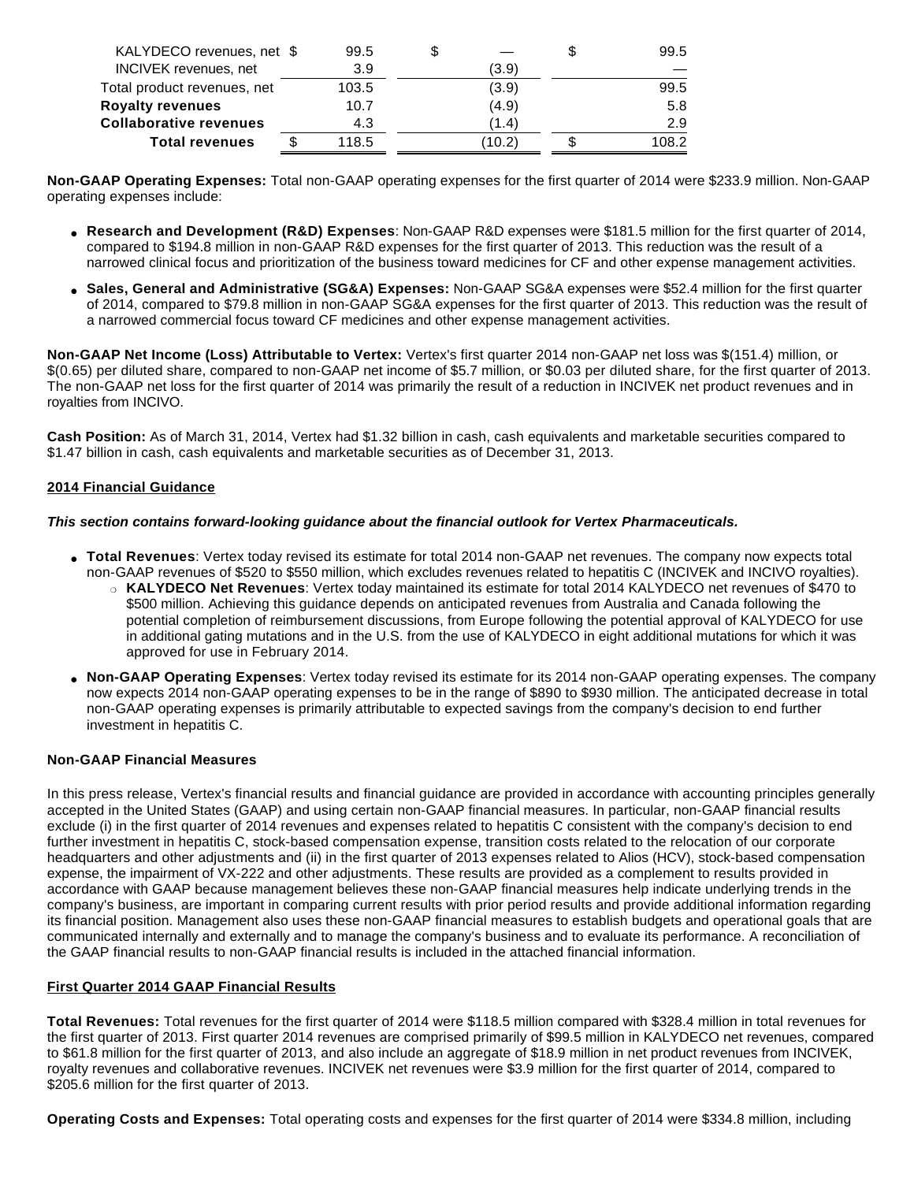| | | | |
|---|---|---|---|
| KALYDECO revenues, net | $ 99.5 | $ — | $ 99.5 |
| INCIVEK revenues, net | 3.9 | (3.9) | — |
| Total product revenues, net | 103.5 | (3.9) | 99.5 |
| **Royalty revenues** | 10.7 | (4.9) | 5.8 |
| **Collaborative revenues** | 4.3 | (1.4) | 2.9 |
| **Total revenues** | $ 118.5 | (10.2) | $ 108.2 |

**Non-GAAP Operating Expenses:** Total non-GAAP operating expenses for the first quarter of 2014 were $233.9 million. Non-GAAP operating expenses include:

- **Research and Development (R&D) Expenses**: Non-GAAP R&D expenses were $181.5 million for the first quarter of 2014, compared to $194.8 million in non-GAAP R&D expenses for the first quarter of 2013. This reduction was the result of a narrowed clinical focus and prioritization of the business toward medicines for CF and other expense management activities.
- **Sales, General and Administrative (SG&A) Expenses:** Non-GAAP SG&A expenses were $52.4 million for the first quarter of 2014, compared to $79.8 million in non-GAAP SG&A expenses for the first quarter of 2013. This reduction was the result of a narrowed commercial focus toward CF medicines and other expense management activities.

**Non-GAAP Net Income (Loss) Attributable to Vertex:** Vertex's first quarter 2014 non-GAAP net loss was $(151.4) million, or $(0.65) per diluted share, compared to non-GAAP net income of $5.7 million, or $0.03 per diluted share, for the first quarter of 2013. The non-GAAP net loss for the first quarter of 2014 was primarily the result of a reduction in INCIVEK net product revenues and in royalties from INCIVO.

**Cash Position:** As of March 31, 2014, Vertex had $1.32 billion in cash, cash equivalents and marketable securities compared to $1.47 billion in cash, cash equivalents and marketable securities as of December 31, 2013.

## 2014 Financial Guidance

***This section contains forward-looking guidance about the financial outlook for Vertex Pharmaceuticals.***

- **Total Revenues**: Vertex today revised its estimate for total 2014 non-GAAP net revenues. The company now expects total non-GAAP revenues of $520 to $550 million, which excludes revenues related to hepatitis C (INCIVEK and INCIVO royalties).
  - **KALYDECO Net Revenues**: Vertex today maintained its estimate for total 2014 KALYDECO net revenues of $470 to $500 million. Achieving this guidance depends on anticipated revenues from Australia and Canada following the potential completion of reimbursement discussions, from Europe following the potential approval of KALYDECO for use in additional gating mutations and in the U.S. from the use of KALYDECO in eight additional mutations for which it was approved for use in February 2014.
- **Non-GAAP Operating Expenses**: Vertex today revised its estimate for its 2014 non-GAAP operating expenses. The company now expects 2014 non-GAAP operating expenses to be in the range of $890 to $930 million. The anticipated decrease in total non-GAAP operating expenses is primarily attributable to expected savings from the company's decision to end further investment in hepatitis C.

### Non-GAAP Financial Measures

In this press release, Vertex's financial results and financial guidance are provided in accordance with accounting principles generally accepted in the United States (GAAP) and using certain non-GAAP financial measures. In particular, non-GAAP financial results exclude (i) in the first quarter of 2014 revenues and expenses related to hepatitis C consistent with the company's decision to end further investment in hepatitis C, stock-based compensation expense, transition costs related to the relocation of our corporate headquarters and other adjustments and (ii) in the first quarter of 2013 expenses related to Alios (HCV), stock-based compensation expense, the impairment of VX-222 and other adjustments. These results are provided as a complement to results provided in accordance with GAAP because management believes these non-GAAP financial measures help indicate underlying trends in the company's business, are important in comparing current results with prior period results and provide additional information regarding its financial position. Management also uses these non-GAAP financial measures to establish budgets and operational goals that are communicated internally and externally and to manage the company's business and to evaluate its performance. A reconciliation of the GAAP financial results to non-GAAP financial results is included in the attached financial information.

## First Quarter 2014 GAAP Financial Results

**Total Revenues:** Total revenues for the first quarter of 2014 were $118.5 million compared with $328.4 million in total revenues for the first quarter of 2013. First quarter 2014 revenues are comprised primarily of $99.5 million in KALYDECO net revenues, compared to $61.8 million for the first quarter of 2013, and also include an aggregate of $18.9 million in net product revenues from INCIVEK, royalty revenues and collaborative revenues. INCIVEK net revenues were $3.9 million for the first quarter of 2014, compared to $205.6 million for the first quarter of 2013.

**Operating Costs and Expenses:** Total operating costs and expenses for the first quarter of 2014 were $334.8 million, including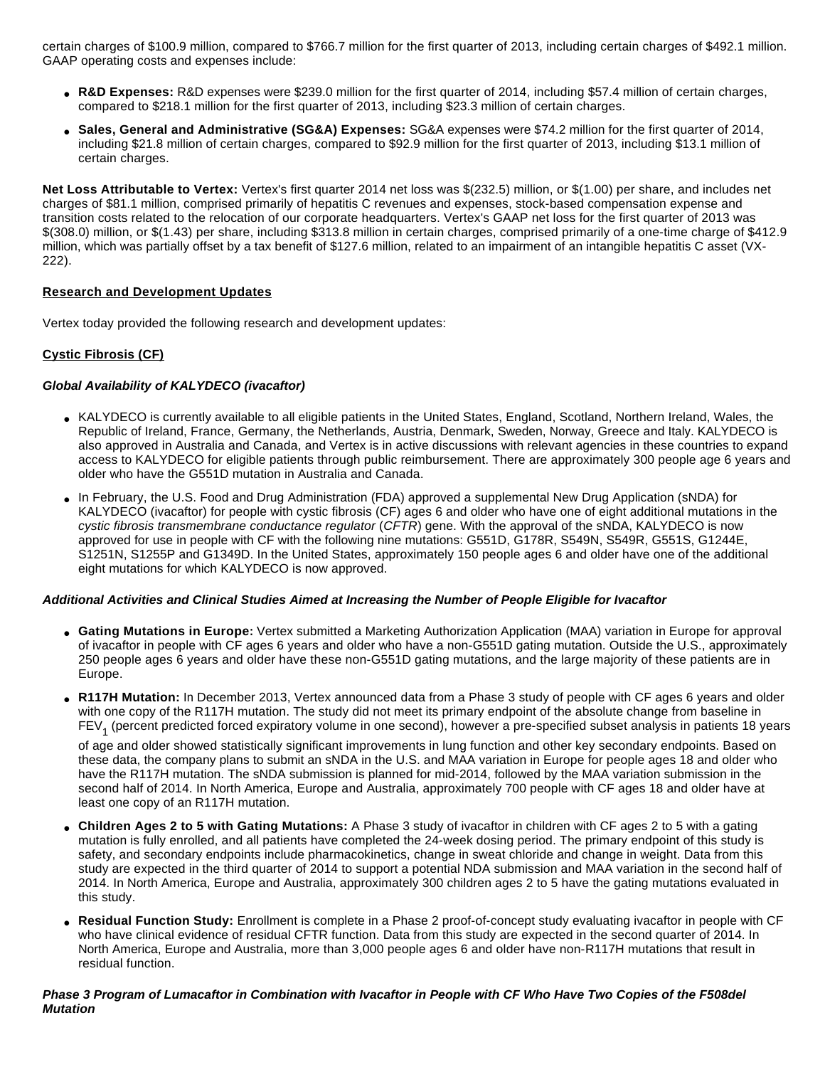certain charges of $100.9 million, compared to $766.7 million for the first quarter of 2013, including certain charges of $492.1 million. GAAP operating costs and expenses include:

- **R&D Expenses:** R&D expenses were $239.0 million for the first quarter of 2014, including $57.4 million of certain charges, compared to $218.1 million for the first quarter of 2013, including $23.3 million of certain charges.
- **Sales, General and Administrative (SG&A) Expenses:** SG&A expenses were $74.2 million for the first quarter of 2014, including $21.8 million of certain charges, compared to $92.9 million for the first quarter of 2013, including $13.1 million of certain charges.

**Net Loss Attributable to Vertex:** Vertex's first quarter 2014 net loss was $(232.5) million, or $(1.00) per share, and includes net charges of $81.1 million, comprised primarily of hepatitis C revenues and expenses, stock-based compensation expense and transition costs related to the relocation of our corporate headquarters. Vertex's GAAP net loss for the first quarter of 2013 was $(308.0) million, or $(1.43) per share, including $313.8 million in certain charges, comprised primarily of a one-time charge of $412.9 million, which was partially offset by a tax benefit of $127.6 million, related to an impairment of an intangible hepatitis C asset (VX-222).

**Research and Development Updates**

Vertex today provided the following research and development updates:

**Cystic Fibrosis (CF)**

***Global Availability of KALYDECO (ivacaftor)***

- KALYDECO is currently available to all eligible patients in the United States, England, Scotland, Northern Ireland, Wales, the Republic of Ireland, France, Germany, the Netherlands, Austria, Denmark, Sweden, Norway, Greece and Italy. KALYDECO is also approved in Australia and Canada, and Vertex is in active discussions with relevant agencies in these countries to expand access to KALYDECO for eligible patients through public reimbursement. There are approximately 300 people age 6 years and older who have the G551D mutation in Australia and Canada.
- In February, the U.S. Food and Drug Administration (FDA) approved a supplemental New Drug Application (sNDA) for KALYDECO (ivacaftor) for people with cystic fibrosis (CF) ages 6 and older who have one of eight additional mutations in the *cystic fibrosis transmembrane conductance regulator* (*CFTR*) gene. With the approval of the sNDA, KALYDECO is now approved for use in people with CF with the following nine mutations: G551D, G178R, S549N, S549R, G551S, G1244E, S1251N, S1255P and G1349D. In the United States, approximately 150 people ages 6 and older have one of the additional eight mutations for which KALYDECO is now approved.

***Additional Activities and Clinical Studies Aimed at Increasing the Number of People Eligible for Ivacaftor***

- **Gating Mutations in Europe:** Vertex submitted a Marketing Authorization Application (MAA) variation in Europe for approval of ivacaftor in people with CF ages 6 years and older who have a non-G551D gating mutation. Outside the U.S., approximately 250 people ages 6 years and older have these non-G551D gating mutations, and the large majority of these patients are in Europe.
- **R117H Mutation:** In December 2013, Vertex announced data from a Phase 3 study of people with CF ages 6 years and older with one copy of the R117H mutation. The study did not meet its primary endpoint of the absolute change from baseline in $FEV_1$ (percent predicted forced expiratory volume in one second), however a pre-specified subset analysis in patients 18 years of age and older showed statistically significant improvements in lung function and other key secondary endpoints. Based on these data, the company plans to submit an sNDA in the U.S. and MAA variation in Europe for people ages 18 and older who have the R117H mutation. The sNDA submission is planned for mid-2014, followed by the MAA variation submission in the second half of 2014. In North America, Europe and Australia, approximately 700 people with CF ages 18 and older have at least one copy of an R117H mutation.
- **Children Ages 2 to 5 with Gating Mutations:** A Phase 3 study of ivacaftor in children with CF ages 2 to 5 with a gating mutation is fully enrolled, and all patients have completed the 24-week dosing period. The primary endpoint of this study is safety, and secondary endpoints include pharmacokinetics, change in sweat chloride and change in weight. Data from this study are expected in the third quarter of 2014 to support a potential NDA submission and MAA variation in the second half of 2014. In North America, Europe and Australia, approximately 300 children ages 2 to 5 have the gating mutations evaluated in this study.
- **Residual Function Study:** Enrollment is complete in a Phase 2 proof-of-concept study evaluating ivacaftor in people with CF who have clinical evidence of residual CFTR function. Data from this study are expected in the second quarter of 2014. In North America, Europe and Australia, more than 3,000 people ages 6 and older have non-R117H mutations that result in residual function.

***Phase 3 Program of Lumacaftor in Combination with Ivacaftor in People with CF Who Have Two Copies of the F508del Mutation***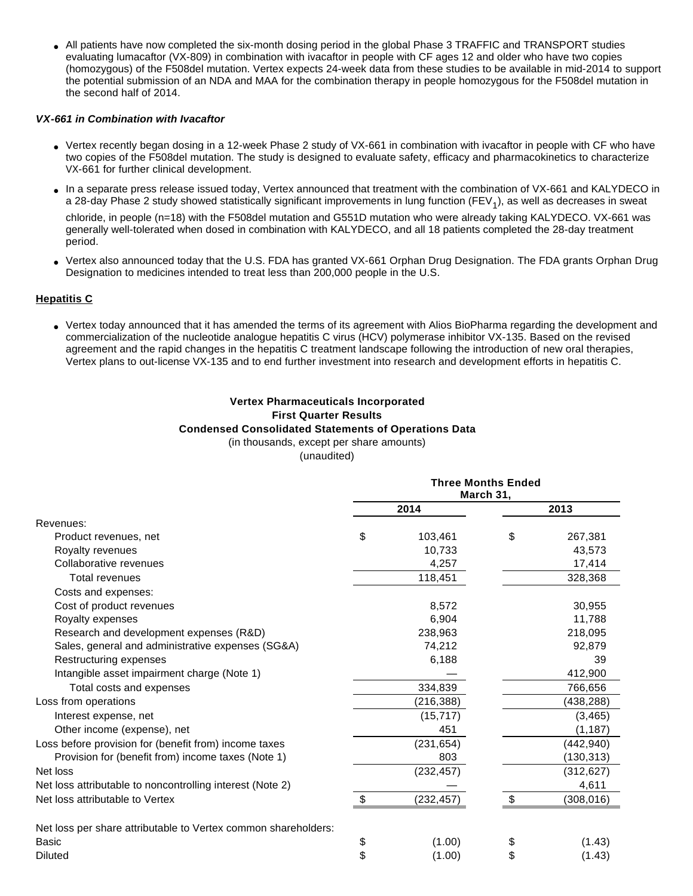- All patients have now completed the six-month dosing period in the global Phase 3 TRAFFIC and TRANSPORT studies evaluating lumacaftor (VX-809) in combination with ivacaftor in people with CF ages 12 and older who have two copies (homozygous) of the F508del mutation. Vertex expects 24-week data from these studies to be available in mid-2014 to support the potential submission of an NDA and MAA for the combination therapy in people homozygous for the F508del mutation in the second half of 2014.

***VX-661 in Combination with Ivacaftor***

- Vertex recently began dosing in a 12-week Phase 2 study of VX-661 in combination with ivacaftor in people with CF who have two copies of the F508del mutation. The study is designed to evaluate safety, efficacy and pharmacokinetics to characterize VX-661 for further clinical development.
- In a separate press release issued today, Vertex announced that treatment with the combination of VX-661 and KALYDECO in a 28-day Phase 2 study showed statistically significant improvements in lung function ($FEV_1$), as well as decreases in sweat chloride, in people (n=18) with the F508del mutation and G551D mutation who were already taking KALYDECO. VX-661 was generally well-tolerated when dosed in combination with KALYDECO, and all 18 patients completed the 28-day treatment period.
- Vertex also announced today that the U.S. FDA has granted VX-661 Orphan Drug Designation. The FDA grants Orphan Drug Designation to medicines intended to treat less than 200,000 people in the U.S.

**Hepatitis C**

- Vertex today announced that it has amended the terms of its agreement with Alios BioPharma regarding the development and commercialization of the nucleotide analogue hepatitis C virus (HCV) polymerase inhibitor VX-135. Based on the revised agreement and the rapid changes in the hepatitis C treatment landscape following the introduction of new oral therapies, Vertex plans to out-license VX-135 and to end further investment into research and development efforts in hepatitis C.

**Vertex Pharmaceuticals Incorporated**
**First Quarter Results**
**Condensed Consolidated Statements of Operations Data**
(in thousands, except per share amounts)
(unaudited)

| | Three Months Ended March 31, | |
|---|---|---|
| | 2014 | 2013 |
| Revenues: | | |
| Product revenues, net | $ 103,461 | $ 267,381 |
| Royalty revenues | 10,733 | 43,573 |
| Collaborative revenues | 4,257 | 17,414 |
| Total revenues | 118,451 | 328,368 |
| Costs and expenses: | | |
| Cost of product revenues | 8,572 | 30,955 |
| Royalty expenses | 6,904 | 11,788 |
| Research and development expenses (R&D) | 238,963 | 218,095 |
| Sales, general and administrative expenses (SG&A) | 74,212 | 92,879 |
| Restructuring expenses | 6,188 | 39 |
| Intangible asset impairment charge (Note 1) | — | 412,900 |
| Total costs and expenses | 334,839 | 766,656 |
| Loss from operations | (216,388) | (438,288) |
| Interest expense, net | (15,717) | (3,465) |
| Other income (expense), net | 451 | (1,187) |
| Loss before provision for (benefit from) income taxes | (231,654) | (442,940) |
| Provision for (benefit from) income taxes (Note 1) | 803 | (130,313) |
| Net loss | (232,457) | (312,627) |
| Net loss attributable to noncontrolling interest (Note 2) | — | 4,611 |
| Net loss attributable to Vertex | $ (232,457) | $ (308,016) |
| | | |
| Net loss per share attributable to Vertex common shareholders: | | |
| Basic | $ (1.00) | $ (1.43) |
| Diluted | $ (1.00) | $ (1.43) |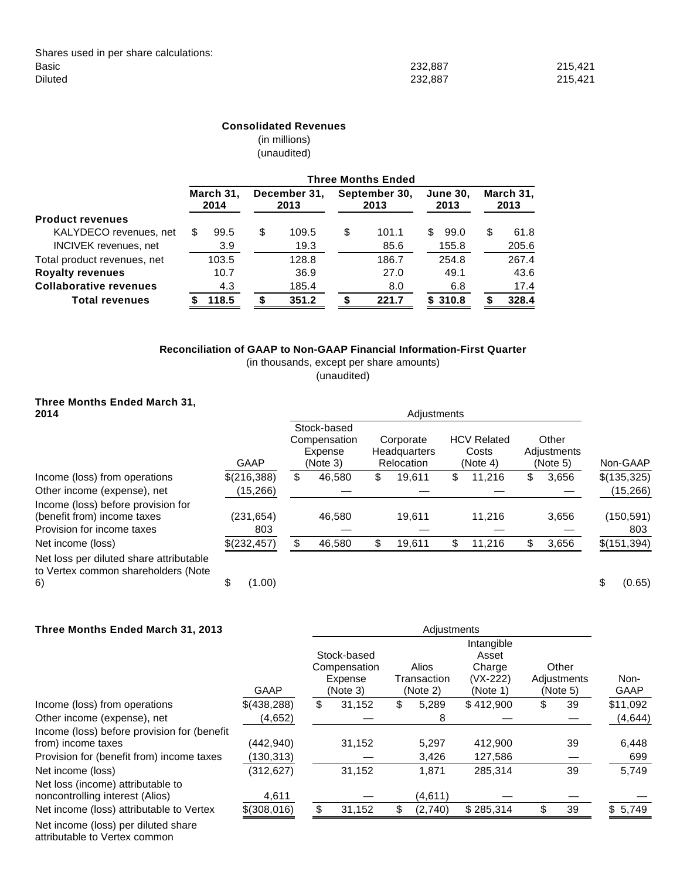| | | |
|---|---|---|
| Shares used in per share calculations: | | |
| Basic | 232,887 | 215,421 |
| Diluted | 232,887 | 215,421 |

**Consolidated Revenues**
(in millions)
(unaudited)

| | Three Months Ended | | | | |
|---|---|---|---|---|---|
| | **March 31, 2014** | **December 31, 2013** | **September 30, 2013** | **June 30, 2013** | **March 31, 2013** |
| **Product revenues** | | | | | |
| KALYDECO revenues, net | $ 99.5 | $ 109.5 | $ 101.1 | $ 99.0 | $ 61.8 |
| INCIVEK revenues, net | 3.9 | 19.3 | 85.6 | 155.8 | 205.6 |
| Total product revenues, net | 103.5 | 128.8 | 186.7 | 254.8 | 267.4 |
| **Royalty revenues** | 10.7 | 36.9 | 27.0 | 49.1 | 43.6 |
| **Collaborative revenues** | 4.3 | 185.4 | 8.0 | 6.8 | 17.4 |
| **Total revenues** | **$ 118.5** | **$ 351.2** | **$ 221.7** | **$ 310.8** | **$ 328.4** |

**Reconciliation of GAAP to Non-GAAP Financial Information-First Quarter**
(in thousands, except per share amounts)
(unaudited)

| **Three Months Ended March 31, 2014** | | Adjustments | | | | |
|---|---|---|---|---|---|---|
| | GAAP | Stock-based Compensation Expense (Note 3) | Corporate Headquarters Relocation | HCV Related Costs (Note 4) | Other Adjustments (Note 5) | Non-GAAP |
| Income (loss) from operations | $(216,388) | $ 46,580 | $ 19,611 | $ 11,216 | $ 3,656 | $(135,325) |
| Other income (expense), net | (15,266) | — | — | — | — | (15,266) |
| Income (loss) before provision for (benefit from) income taxes | (231,654) | 46,580 | 19,611 | 11,216 | 3,656 | (150,591) |
| Provision for income taxes | 803 | — | — | — | — | 803 |
| Net income (loss) | $(232,457) | $ 46,580 | $ 19,611 | $ 11,216 | $ 3,656 | $(151,394) |
| Net loss per diluted share attributable to Vertex common shareholders (Note 6) | $ (1.00) | | | | | $ (0.65) |

| **Three Months Ended March 31, 2013** | | Adjustments | | | | |
|---|---|---|---|---|---|---|
| | GAAP | Stock-based Compensation Expense (Note 3) | Alios Transaction (Note 2) | Intangible Asset Charge (VX-222) (Note 1) | Other Adjustments (Note 5) | Non-GAAP |
| Income (loss) from operations | $(438,288) | $ 31,152 | $ 5,289 | $ 412,900 | $ 39 | $11,092 |
| Other income (expense), net | (4,652) | — | 8 | — | — | (4,644) |
| Income (loss) before provision for (benefit from) income taxes | (442,940) | 31,152 | 5,297 | 412,900 | 39 | 6,448 |
| Provision for (benefit from) income taxes | (130,313) | — | 3,426 | 127,586 | — | 699 |
| Net income (loss) | (312,627) | 31,152 | 1,871 | 285,314 | 39 | 5,749 |
| Net loss (income) attributable to noncontrolling interest (Alios) | 4,611 | — | (4,611) | — | — | — |
| Net income (loss) attributable to Vertex | $(308,016) | $ 31,152 | $ (2,740) | $ 285,314 | $ 39 | $ 5,749 |
| Net income (loss) per diluted share attributable to Vertex common | | | | | | |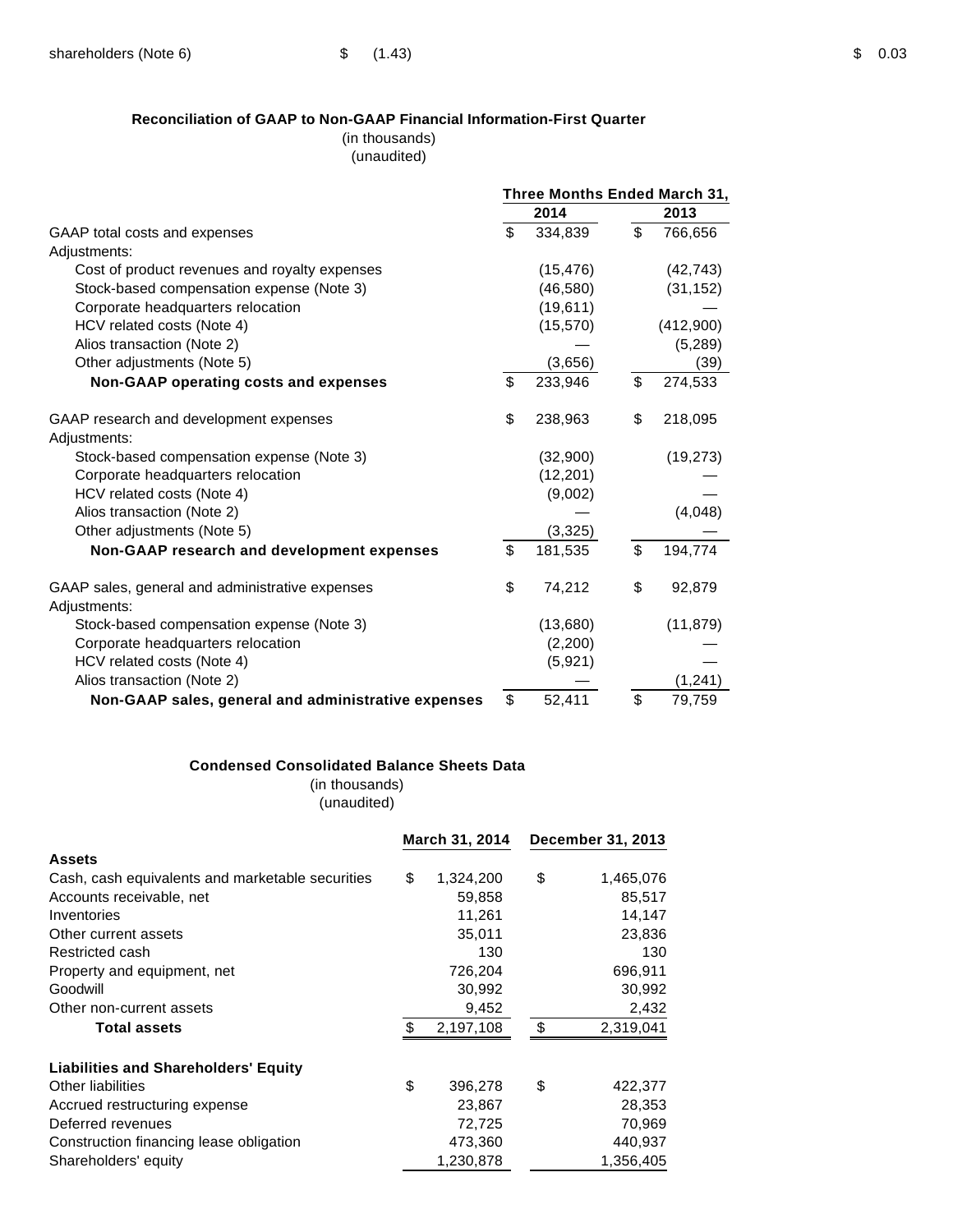| shareholders (Note 6) | $ (1.43) | $ 0.03 |
|---|---|---|

**Reconciliation of GAAP to Non-GAAP Financial Information-First Quarter**
(in thousands)
(unaudited)

| | Three Months Ended March 31, | |
|---|---|---|
| | 2014 | 2013 |
| GAAP total costs and expenses | $ 334,839 | $ 766,656 |
| Adjustments: | | |
| Cost of product revenues and royalty expenses | (15,476) | (42,743) |
| Stock-based compensation expense (Note 3) | (46,580) | (31,152) |
| Corporate headquarters relocation | (19,611) | — |
| HCV related costs (Note 4) | (15,570) | (412,900) |
| Alios transaction (Note 2) | — | (5,289) |
| Other adjustments (Note 5) | (3,656) | (39) |
| **Non-GAAP operating costs and expenses** | $ 233,946 | $ 274,533 |
| | | |
| GAAP research and development expenses | $ 238,963 | $ 218,095 |
| Adjustments: | | |
| Stock-based compensation expense (Note 3) | (32,900) | (19,273) |
| Corporate headquarters relocation | (12,201) | — |
| HCV related costs (Note 4) | (9,002) | — |
| Alios transaction (Note 2) | — | (4,048) |
| Other adjustments (Note 5) | (3,325) | — |
| **Non-GAAP research and development expenses** | $ 181,535 | $ 194,774 |
| | | |
| GAAP sales, general and administrative expenses | $ 74,212 | $ 92,879 |
| Adjustments: | | |
| Stock-based compensation expense (Note 3) | (13,680) | (11,879) |
| Corporate headquarters relocation | (2,200) | — |
| HCV related costs (Note 4) | (5,921) | — |
| Alios transaction (Note 2) | — | (1,241) |
| **Non-GAAP sales, general and administrative expenses** | $ 52,411 | $ 79,759 |

**Condensed Consolidated Balance Sheets Data**
(in thousands)
(unaudited)

| | March 31, 2014 | December 31, 2013 |
|---|---|---|
| **Assets** | | |
| Cash, cash equivalents and marketable securities | $ 1,324,200 | $ 1,465,076 |
| Accounts receivable, net | 59,858 | 85,517 |
| Inventories | 11,261 | 14,147 |
| Other current assets | 35,011 | 23,836 |
| Restricted cash | 130 | 130 |
| Property and equipment, net | 726,204 | 696,911 |
| Goodwill | 30,992 | 30,992 |
| Other non-current assets | 9,452 | 2,432 |
| **Total assets** | $ 2,197,108 | $ 2,319,041 |
| | | |
| **Liabilities and Shareholders' Equity** | | |
| Other liabilities | $ 396,278 | $ 422,377 |
| Accrued restructuring expense | 23,867 | 28,353 |
| Deferred revenues | 72,725 | 70,969 |
| Construction financing lease obligation | 473,360 | 440,937 |
| Shareholders' equity | 1,230,878 | 1,356,405 |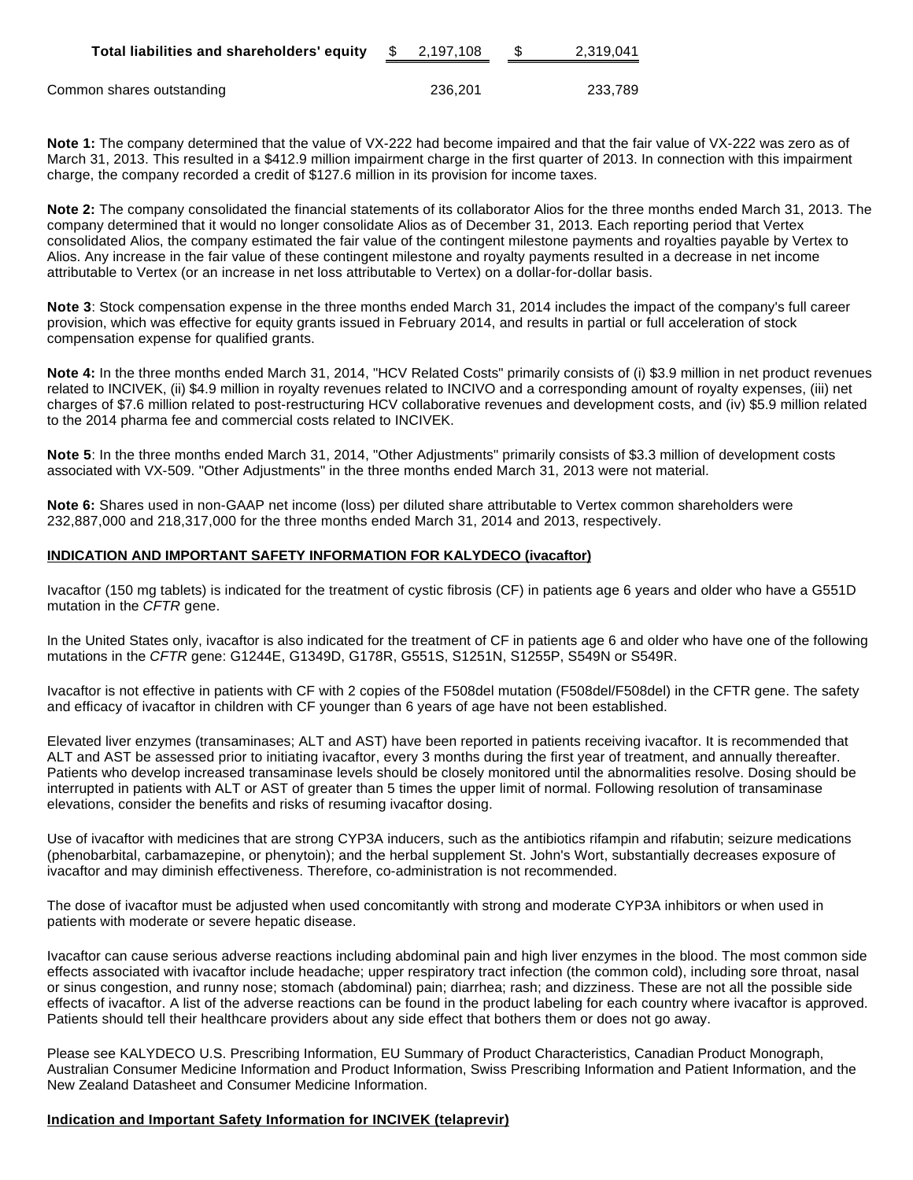| | | |
|---|---|---|
| **Total liabilities and shareholders' equity** | $ 2,197,108 | $ 2,319,041 |
| Common shares outstanding | 236,201 | 233,789 |

**Note 1:** The company determined that the value of VX-222 had become impaired and that the fair value of VX-222 was zero as of March 31, 2013. This resulted in a $412.9 million impairment charge in the first quarter of 2013. In connection with this impairment charge, the company recorded a credit of $127.6 million in its provision for income taxes.

**Note 2:** The company consolidated the financial statements of its collaborator Alios for the three months ended March 31, 2013. The company determined that it would no longer consolidate Alios as of December 31, 2013. Each reporting period that Vertex consolidated Alios, the company estimated the fair value of the contingent milestone payments and royalties payable by Vertex to Alios. Any increase in the fair value of these contingent milestone and royalty payments resulted in a decrease in net income attributable to Vertex (or an increase in net loss attributable to Vertex) on a dollar-for-dollar basis.

**Note 3**: Stock compensation expense in the three months ended March 31, 2014 includes the impact of the company's full career provision, which was effective for equity grants issued in February 2014, and results in partial or full acceleration of stock compensation expense for qualified grants.

**Note 4:** In the three months ended March 31, 2014, "HCV Related Costs" primarily consists of (i) $3.9 million in net product revenues related to INCIVEK, (ii) $4.9 million in royalty revenues related to INCIVO and a corresponding amount of royalty expenses, (iii) net charges of $7.6 million related to post-restructuring HCV collaborative revenues and development costs, and (iv) $5.9 million related to the 2014 pharma fee and commercial costs related to INCIVEK.

**Note 5**: In the three months ended March 31, 2014, "Other Adjustments" primarily consists of $3.3 million of development costs associated with VX-509. "Other Adjustments" in the three months ended March 31, 2013 were not material.

**Note 6:** Shares used in non-GAAP net income (loss) per diluted share attributable to Vertex common shareholders were 232,887,000 and 218,317,000 for the three months ended March 31, 2014 and 2013, respectively.

**INDICATION AND IMPORTANT SAFETY INFORMATION FOR KALYDECO (ivacaftor)**

Ivacaftor (150 mg tablets) is indicated for the treatment of cystic fibrosis (CF) in patients age 6 years and older who have a G551D mutation in the *CFTR* gene.

In the United States only, ivacaftor is also indicated for the treatment of CF in patients age 6 and older who have one of the following mutations in the *CFTR* gene: G1244E, G1349D, G178R, G551S, S1251N, S1255P, S549N or S549R.

Ivacaftor is not effective in patients with CF with 2 copies of the F508del mutation (F508del/F508del) in the CFTR gene. The safety and efficacy of ivacaftor in children with CF younger than 6 years of age have not been established.

Elevated liver enzymes (transaminases; ALT and AST) have been reported in patients receiving ivacaftor. It is recommended that ALT and AST be assessed prior to initiating ivacaftor, every 3 months during the first year of treatment, and annually thereafter. Patients who develop increased transaminase levels should be closely monitored until the abnormalities resolve. Dosing should be interrupted in patients with ALT or AST of greater than 5 times the upper limit of normal. Following resolution of transaminase elevations, consider the benefits and risks of resuming ivacaftor dosing.

Use of ivacaftor with medicines that are strong CYP3A inducers, such as the antibiotics rifampin and rifabutin; seizure medications (phenobarbital, carbamazepine, or phenytoin); and the herbal supplement St. John's Wort, substantially decreases exposure of ivacaftor and may diminish effectiveness. Therefore, co-administration is not recommended.

The dose of ivacaftor must be adjusted when used concomitantly with strong and moderate CYP3A inhibitors or when used in patients with moderate or severe hepatic disease.

Ivacaftor can cause serious adverse reactions including abdominal pain and high liver enzymes in the blood. The most common side effects associated with ivacaftor include headache; upper respiratory tract infection (the common cold), including sore throat, nasal or sinus congestion, and runny nose; stomach (abdominal) pain; diarrhea; rash; and dizziness. These are not all the possible side effects of ivacaftor. A list of the adverse reactions can be found in the product labeling for each country where ivacaftor is approved. Patients should tell their healthcare providers about any side effect that bothers them or does not go away.

Please see KALYDECO U.S. Prescribing Information, EU Summary of Product Characteristics, Canadian Product Monograph, Australian Consumer Medicine Information and Product Information, Swiss Prescribing Information and Patient Information, and the New Zealand Datasheet and Consumer Medicine Information.

**Indication and Important Safety Information for INCIVEK (telaprevir)**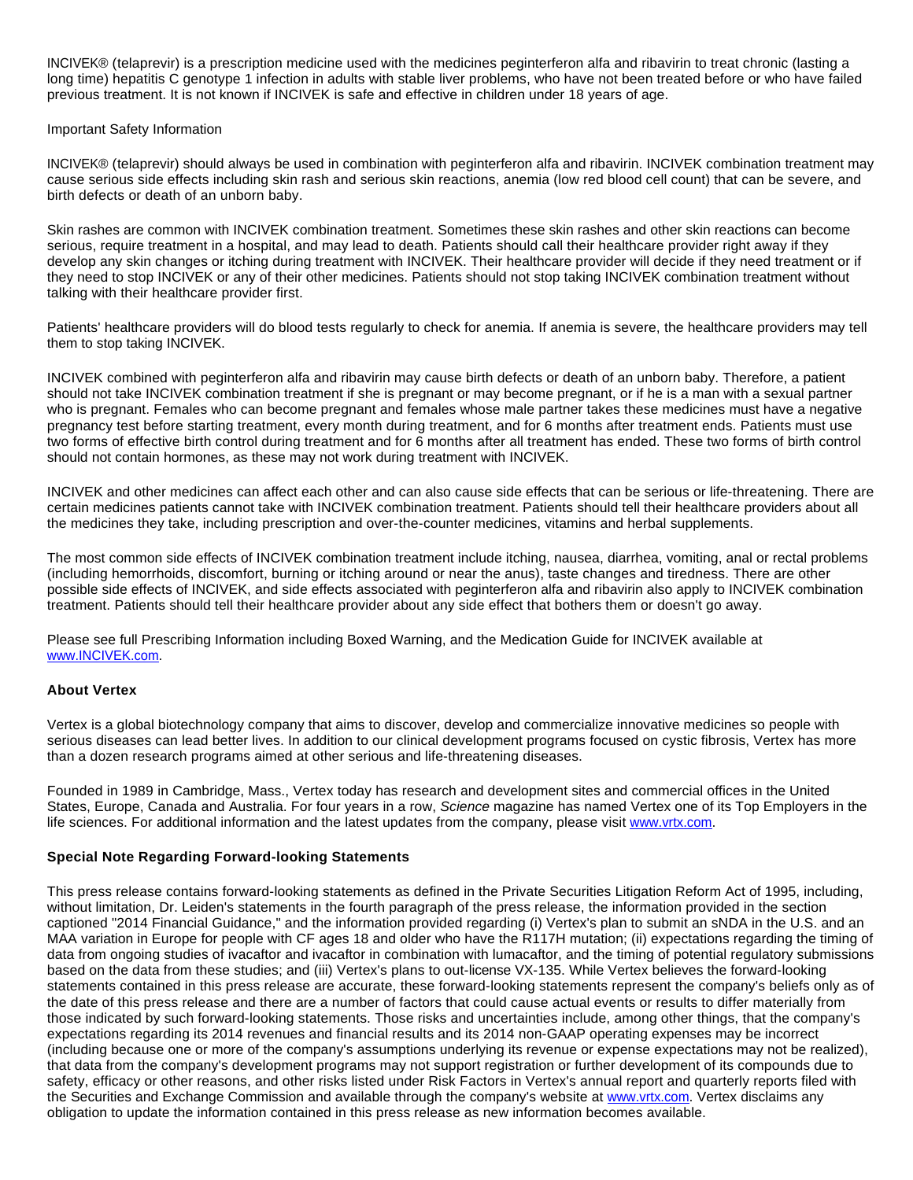INCIVEK® (telaprevir) is a prescription medicine used with the medicines peginterferon alfa and ribavirin to treat chronic (lasting a long time) hepatitis C genotype 1 infection in adults with stable liver problems, who have not been treated before or who have failed previous treatment. It is not known if INCIVEK is safe and effective in children under 18 years of age.

Important Safety Information

INCIVEK® (telaprevir) should always be used in combination with peginterferon alfa and ribavirin. INCIVEK combination treatment may cause serious side effects including skin rash and serious skin reactions, anemia (low red blood cell count) that can be severe, and birth defects or death of an unborn baby.

Skin rashes are common with INCIVEK combination treatment. Sometimes these skin rashes and other skin reactions can become serious, require treatment in a hospital, and may lead to death. Patients should call their healthcare provider right away if they develop any skin changes or itching during treatment with INCIVEK. Their healthcare provider will decide if they need treatment or if they need to stop INCIVEK or any of their other medicines. Patients should not stop taking INCIVEK combination treatment without talking with their healthcare provider first.

Patients' healthcare providers will do blood tests regularly to check for anemia. If anemia is severe, the healthcare providers may tell them to stop taking INCIVEK.

INCIVEK combined with peginterferon alfa and ribavirin may cause birth defects or death of an unborn baby. Therefore, a patient should not take INCIVEK combination treatment if she is pregnant or may become pregnant, or if he is a man with a sexual partner who is pregnant. Females who can become pregnant and females whose male partner takes these medicines must have a negative pregnancy test before starting treatment, every month during treatment, and for 6 months after treatment ends. Patients must use two forms of effective birth control during treatment and for 6 months after all treatment has ended. These two forms of birth control should not contain hormones, as these may not work during treatment with INCIVEK.

INCIVEK and other medicines can affect each other and can also cause side effects that can be serious or life-threatening. There are certain medicines patients cannot take with INCIVEK combination treatment. Patients should tell their healthcare providers about all the medicines they take, including prescription and over-the-counter medicines, vitamins and herbal supplements.

The most common side effects of INCIVEK combination treatment include itching, nausea, diarrhea, vomiting, anal or rectal problems (including hemorrhoids, discomfort, burning or itching around or near the anus), taste changes and tiredness. There are other possible side effects of INCIVEK, and side effects associated with peginterferon alfa and ribavirin also apply to INCIVEK combination treatment. Patients should tell their healthcare provider about any side effect that bothers them or doesn't go away.

Please see full Prescribing Information including Boxed Warning, and the Medication Guide for INCIVEK available at www.INCIVEK.com.

**About Vertex**

Vertex is a global biotechnology company that aims to discover, develop and commercialize innovative medicines so people with serious diseases can lead better lives. In addition to our clinical development programs focused on cystic fibrosis, Vertex has more than a dozen research programs aimed at other serious and life-threatening diseases.

Founded in 1989 in Cambridge, Mass., Vertex today has research and development sites and commercial offices in the United States, Europe, Canada and Australia. For four years in a row, *Science* magazine has named Vertex one of its Top Employers in the life sciences. For additional information and the latest updates from the company, please visit www.vrtx.com.

**Special Note Regarding Forward-looking Statements**

This press release contains forward-looking statements as defined in the Private Securities Litigation Reform Act of 1995, including, without limitation, Dr. Leiden's statements in the fourth paragraph of the press release, the information provided in the section captioned "2014 Financial Guidance," and the information provided regarding (i) Vertex's plan to submit an sNDA in the U.S. and an MAA variation in Europe for people with CF ages 18 and older who have the R117H mutation; (ii) expectations regarding the timing of data from ongoing studies of ivacaftor and ivacaftor in combination with lumacaftor, and the timing of potential regulatory submissions based on the data from these studies; and (iii) Vertex's plans to out-license VX-135. While Vertex believes the forward-looking statements contained in this press release are accurate, these forward-looking statements represent the company's beliefs only as of the date of this press release and there are a number of factors that could cause actual events or results to differ materially from those indicated by such forward-looking statements. Those risks and uncertainties include, among other things, that the company's expectations regarding its 2014 revenues and financial results and its 2014 non-GAAP operating expenses may be incorrect (including because one or more of the company's assumptions underlying its revenue or expense expectations may not be realized), that data from the company's development programs may not support registration or further development of its compounds due to safety, efficacy or other reasons, and other risks listed under Risk Factors in Vertex's annual report and quarterly reports filed with the Securities and Exchange Commission and available through the company's website at www.vrtx.com. Vertex disclaims any obligation to update the information contained in this press release as new information becomes available.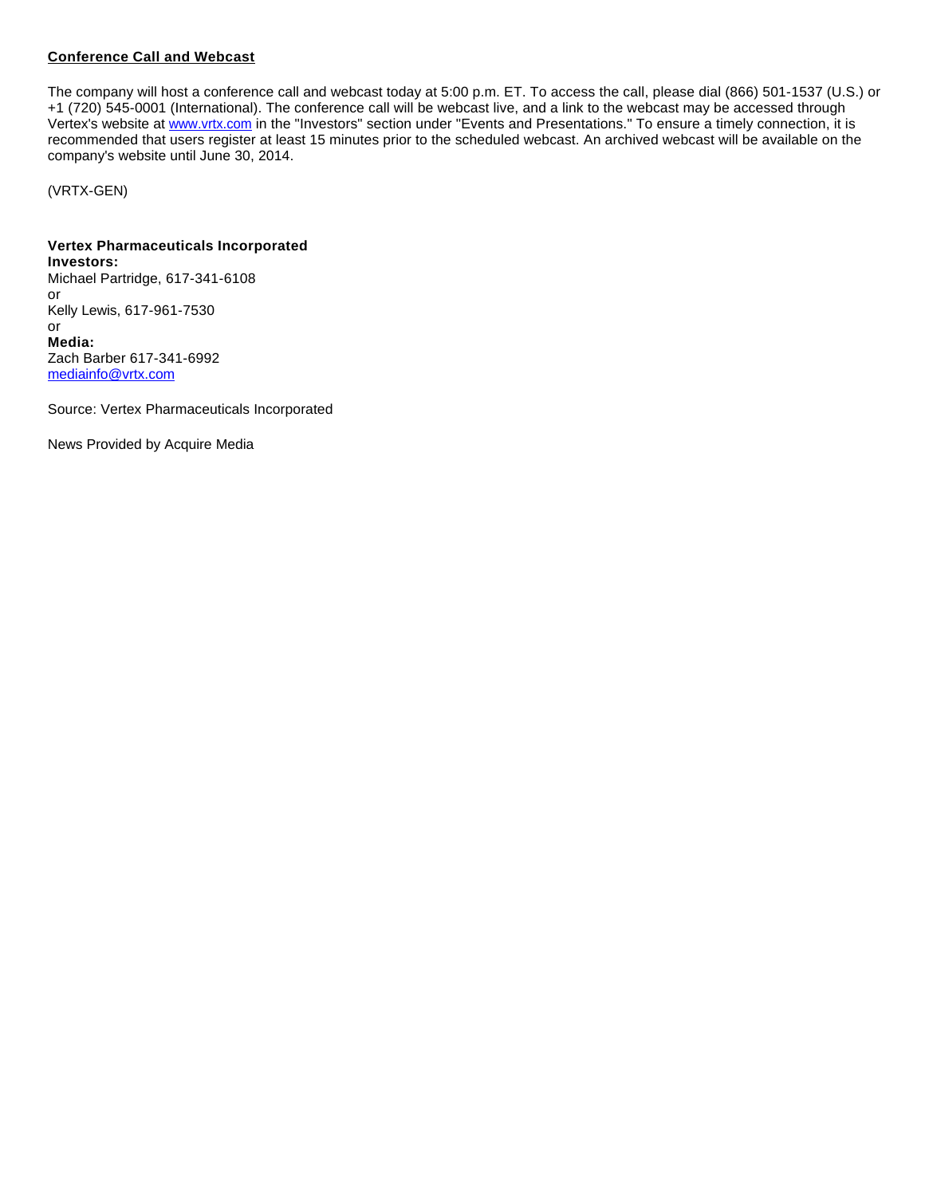**Conference Call and Webcast**

The company will host a conference call and webcast today at 5:00 p.m. ET. To access the call, please dial (866) 501-1537 (U.S.) or +1 (720) 545-0001 (International). The conference call will be webcast live, and a link to the webcast may be accessed through Vertex's website at www.vrtx.com in the "Investors" section under "Events and Presentations." To ensure a timely connection, it is recommended that users register at least 15 minutes prior to the scheduled webcast. An archived webcast will be available on the company's website until June 30, 2014.

(VRTX-GEN)

**Vertex Pharmaceuticals Incorporated**
**Investors:**
Michael Partridge, 617-341-6108
or
Kelly Lewis, 617-961-7530
or
**Media:**
Zach Barber 617-341-6992
mediainfo@vrtx.com

Source: Vertex Pharmaceuticals Incorporated

News Provided by Acquire Media